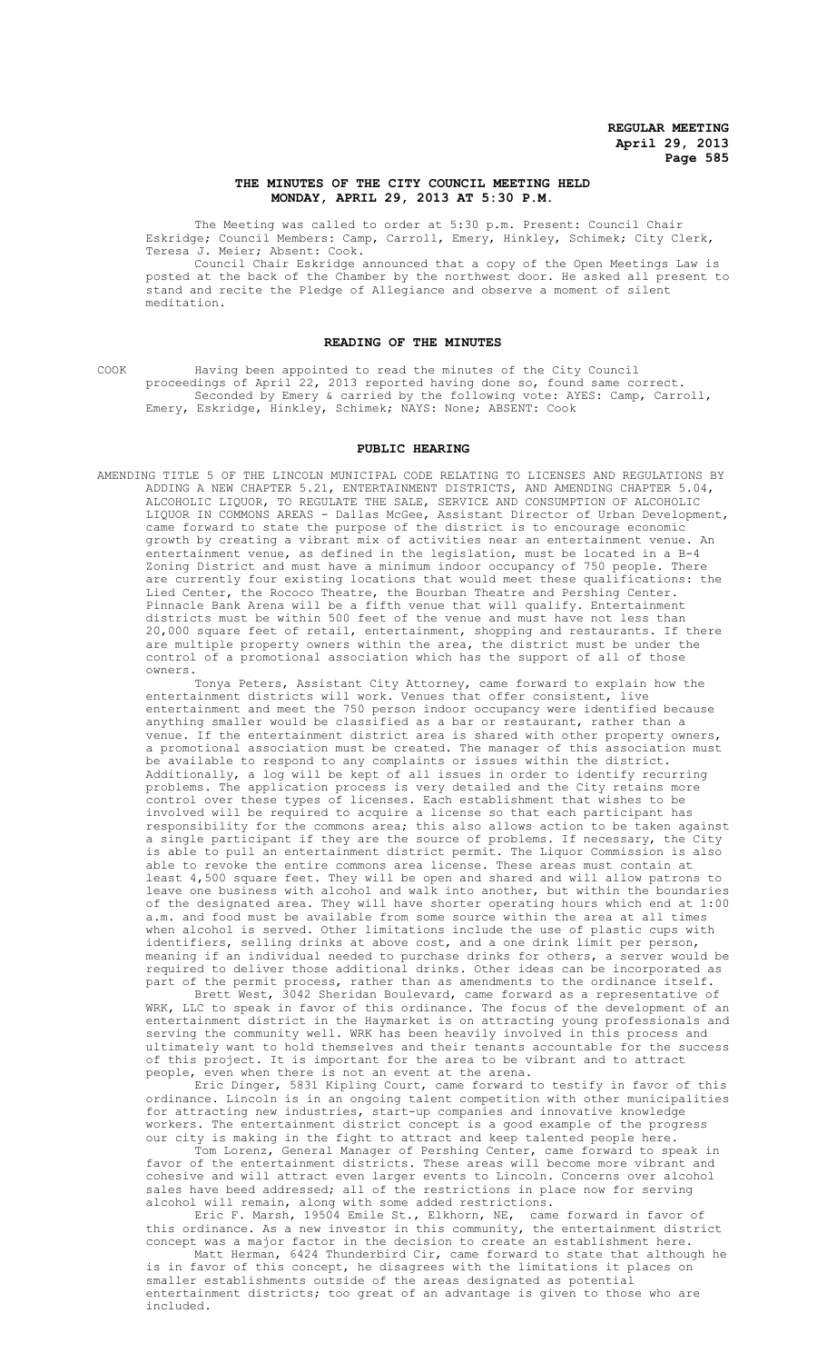# THE MINUTES OF THE CITY COUNCIL MEETING HELD MONDAY, APRIL 29, 2013 AT 5:30 P.M.

The Meeting was called to order at 5:30 p.m. Present: Council Chair Eskridge; Council Members: Camp, Carroll, Emery, Hinkley, Schimek; City Clerk, Teresa J. Meier; Absent: Cook.

Council Chair Eskridge announced that a copy of the Open Meetings Law is posted at the back of the Chamber by the northwest door. He asked all present to stand and recite the Pledge of Allegiance and observe a moment of silent meditation.

## READING OF THE MINUTES

COOK Having been appointed to read the minutes of the City Council proceedings of April 22, 2013 reported having done so, found same correct.

Seconded by Emery & carried by the following vote: AYES: Camp, Carroll, Emery, Eskridge, Hinkley, Schimek; NAYS: None; ABSENT: Cook

## PUBLIC HEARING

AMENDING TITLE 5 OF THE LINCOLN MUNICIPAL CODE RELATING TO LICENSES AND REGULATIONS BY ADDING A NEW CHAPTER 5.21, ENTERTAINMENT DISTRICTS, AND AMENDING CHAPTER 5.04, ALCOHOLIC LIQUOR, TO REGULATE THE SALE, SERVICE AND CONSUMPTION OF ALCOHOLIC LIQUOR IN COMMONS AREAS - Dallas McGee, Assistant Director of Urban Development, came forward to state the purpose of the district is to encourage economic growth by creating a vibrant mix of activities near an entertainment venue. An entertainment venue, as defined in the legislation, must be located in a B-4 Zoning District and must have a minimum indoor occupancy of 750 people. There are currently four existing locations that would meet these qualifications: the Lied Center, the Rococo Theatre, the Bourban Theatre and Pershing Center. Pinnacle Bank Arena will be a fifth venue that will qualify. Entertainment districts must be within 500 feet of the venue and must have not less than 20,000 square feet of retail, entertainment, shopping and restaurants. If there are multiple property owners within the area, the district must be under the control of a promotional association which has the support of all of those owners.

Tonya Peters, Assistant City Attorney, came forward to explain how the entertainment districts will work. Venues that offer consistent, live entertainment and meet the 750 person indoor occupancy were identified because anything smaller would be classified as a bar or restaurant, rather than a venue. If the entertainment district area is shared with other property owners, a promotional association must be created. The manager of this association must be available to respond to any complaints or issues within the district. Additionally, a log will be kept of all issues in order to identify recurring problems. The application process is very detailed and the City retains more control over these types of licenses. Each establishment that wishes to be involved will be required to acquire a license so that each participant has responsibility for the commons area; this also allows action to be taken against a single participant if they are the source of problems. If necessary, the City is able to pull an entertainment district permit. The Liquor Commission is also able to revoke the entire commons area license. These areas must contain at least 4,500 square feet. They will be open and shared and will allow patrons to leave one business with alcohol and walk into another, but within the boundaries of the designated area. They will have shorter operating hours which end at 1:00 a.m. and food must be available from some source within the area at all times when alcohol is served. Other limitations include the use of plastic cups with identifiers, selling drinks at above cost, and a one drink limit per person, meaning if an individual needed to purchase drinks for others, a server would be required to deliver those additional drinks. Other ideas can be incorporated as part of the permit process, rather than as amendments to the ordinance itself.

Brett West, 3042 Sheridan Boulevard, came forward as a representative of WRK, LLC to speak in favor of this ordinance. The focus of the development of an entertainment district in the Haymarket is on attracting young professionals and serving the community well. WRK has been heavily involved in this process and ultimately want to hold themselves and their tenants accountable for the success of this project. It is important for the area to be vibrant and to attract people, even when there is not an event at the arena.

Eric Dinger, 5831 Kipling Court, came forward to testify in favor of this ordinance. Lincoln is in an ongoing talent competition with other municipalities for attracting new industries, start-up companies and innovative knowledge workers. The entertainment district concept is a good example of the progress our city is making in the fight to attract and keep talented people here.

Tom Lorenz, General Manager of Pershing Center, came forward to speak in favor of the entertainment districts. These areas will become more vibrant and cohesive and will attract even larger events to Lincoln. Concerns over alcohol sales have beed addressed; all of the restrictions in place now for serving alcohol will remain, along with some added restrictions.

Eric F. Marsh, 19504 Emile St., Elkhorn, NE, came forward in favor of this ordinance. As a new investor in this community, the entertainment district concept was a major factor in the decision to create an establishment here.

Matt Herman, 6424 Thunderbird Cir, came forward to state that although he is in favor of this concept, he disagrees with the limitations it places on smaller establishments outside of the areas designated as potential entertainment districts; too great of an advantage is given to those who are included.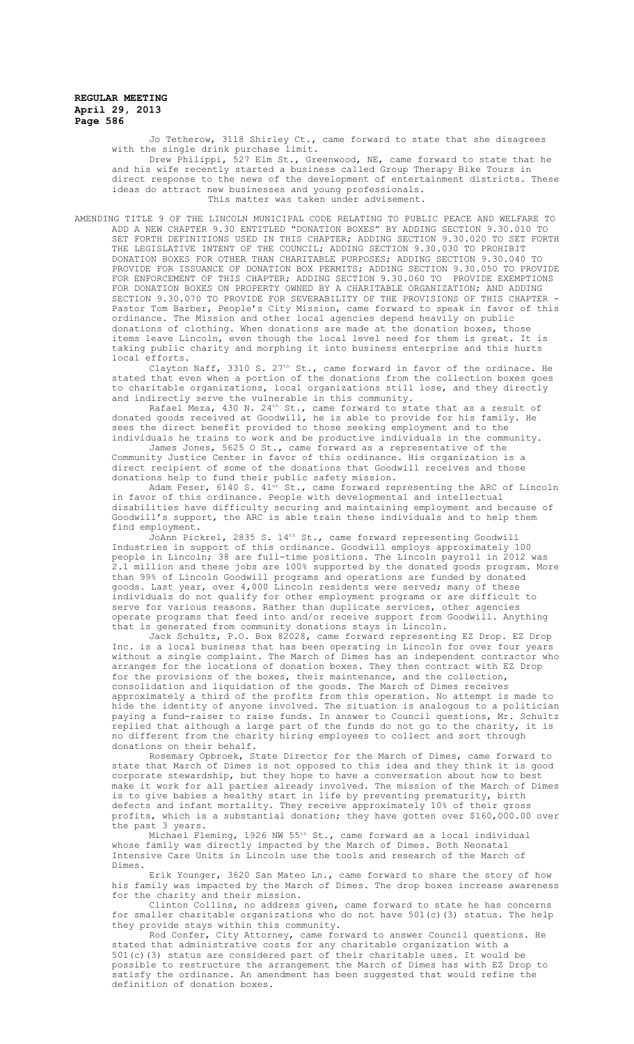Jo Tetherow, 3118 Shirley Ct., came forward to state that she disagrees with the single drink purchase limit.

Drew Philippi, 527 Elm St., Greenwood, NE, came forward to state that he and his wife recently started a business called Group Therapy Bike Tours in direct response to the news of the development of entertainment districts. These ideas do attract new businesses and young professionals.

This matter was taken under advisement.

AMENDING TITLE 9 OF THE LINCOLN MUNICIPAL CODE RELATING TO PUBLIC PEACE AND WELFARE TO ADD A NEW CHAPTER 9.30 ENTITLED "DONATION BOXES" BY ADDING SECTION 9.30.010 TO SET FORTH DEFINITIONS USED IN THIS CHAPTER; ADDING SECTION 9.30.020 TO SET FORTH THE LEGISLATIVE INTENT OF THE COUNCIL; ADDING SECTION 9.30.030 TO PROHIBIT DONATION BOXES FOR OTHER THAN CHARITABLE PURPOSES; ADDING SECTION 9.30.040 TO PROVIDE FOR ISSUANCE OF DONATION BOX PERMITS; ADDING SECTION 9.30.050 TO PROVIDE FOR ENFORCEMENT OF THIS CHAPTER; ADDING SECTION 9.30.060 TO PROVIDE EXEMPTIONS FOR DONATION BOXES ON PROPERTY OWNED BY A CHARITABLE ORGANIZATION; AND ADDING SECTION 9.30.070 TO PROVIDE FOR SEVERABILITY OF THE PROVISIONS OF THIS CHAPTER - Pastor Tom Barber, People's City Mission, came forward to speak in favor of this ordinance. The Mission and other local agencies depend heavily on public donations of clothing. When donations are made at the donation boxes, those items leave Lincoln, even though the local level need for them is great. It is taking public charity and morphing it into business enterprise and this hurts local efforts.

Clayton Naff, 3310 S. 27th St., came forward in favor of the ordinace. He stated that even when a portion of the donations from the collection boxes goes to charitable organizations, local organizations still lose, and they directly and indirectly serve the vulnerable in this community.

Rafael Meza, 430 N. 24th St., came forward to state that as a result of donated goods received at Goodwill, he is able to provide for his family. He sees the direct benefit provided to those seeking employment and to the individuals he trains to work and be productive individuals in the community.

James Jones, 5625 O St., came forward as a representative of the Community Justice Center in favor of this ordinance. His organization is a direct recipient of some of the donations that Goodwill receives and those donations help to fund their public safety mission.

Adam Feser, 6140 S. 41st St., came forward representing the ARC of Lincoln in favor of this ordinance. People with developmental and intellectual disabilities have difficulty securing and maintaining employment and because of Goodwill's support, the ARC is able train these individuals and to help them find employment.

JoAnn Pickrel, 2835 S. 14th St., came forward representing Goodwill Industries in support of this ordinance. Goodwill employs approximately 100 people in Lincoln; 38 are full-time positions. The Lincoln payroll in 2012 was 2.1 million and these jobs are 100% supported by the donated goods program. More than 99% of Lincoln Goodwill programs and operations are funded by donated goods. Last year, over 4,000 Lincoln residents were served; many of these individuals do not qualify for other employment programs or are difficult to serve for various reasons. Rather than duplicate services, other agencies operate programs that feed into and/or receive support from Goodwill. Anything that is generated from community donations stays in Lincoln.

Jack Schultz, P.O. Box 82028, came forward representing EZ Drop. EZ Drop Inc. is a local business that has been operating in Lincoln for over four years without a single complaint. The March of Dimes has an independent contractor who arranges for the locations of donation boxes. They then contract with EZ Drop for the provisions of the boxes, their maintenance, and the collection, consolidation and liquidation of the goods. The March of Dimes receives approximately a third of the profits from this operation. No attempt is made to hide the identity of anyone involved. The situation is analogous to a politician paying a fund-raiser to raise funds. In answer to Council questions, Mr. Schultz replied that although a large part of the funds do not go to the charity, it is no different from the charity hiring employees to collect and sort through donations on their behalf.

Rosemary Opbroek, State Director for the March of Dimes, came forward to state that March of Dimes is not opposed to this idea and they think it is good corporate stewardship, but they hope to have a conversation about how to best make it work for all parties already involved. The mission of the March of Dimes is to give babies a healthy start in life by preventing prematurity, birth defects and infant mortality. They receive approximately 10% of their gross profits, which is a substantial donation; they have gotten over $160,000.00 over the past 3 years.

Michael Fleming, 1926 NW 55th St., came forward as a local individual whose family was directly impacted by the March of Dimes. Both Neonatal Intensive Care Units in Lincoln use the tools and research of the March of Dimes.

Erik Younger, 3620 San Mateo Ln., came forward to share the story of how his family was impacted by the March of Dimes. The drop boxes increase awareness for the charity and their mission.

Clinton Collins, no address given, came forward to state he has concerns for smaller charitable organizations who do not have 501(c)(3) status. The help they provide stays within this community.

Rod Confer, City Attorney, came forward to answer Council questions. He stated that administrative costs for any charitable organization with a 501(c)(3) status are considered part of their charitable uses. It would be possible to restructure the arrangement the March of Dimes has with EZ Drop to satisfy the ordinance. An amendment has been suggested that would refine the definition of donation boxes.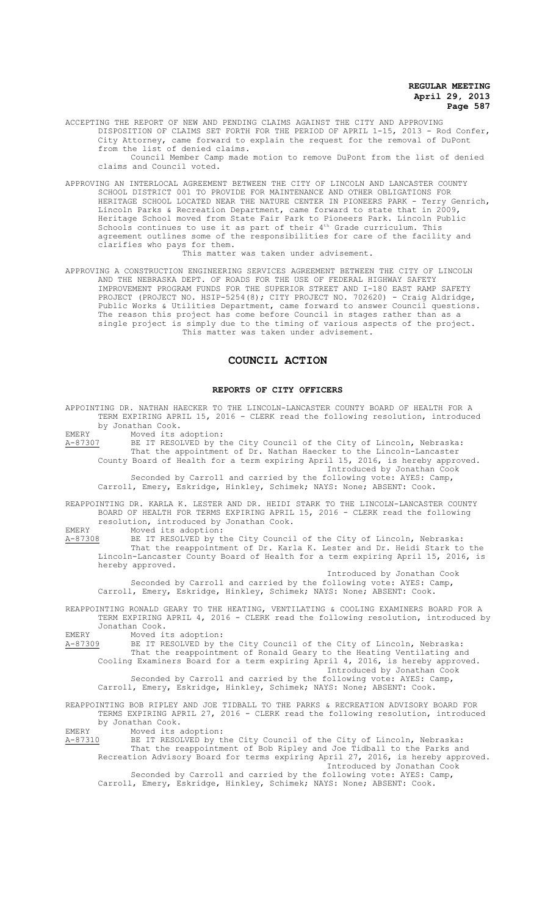ACCEPTING THE REPORT OF NEW AND PENDING CLAIMS AGAINST THE CITY AND APPROVING DISPOSITION OF CLAIMS SET FORTH FOR THE PERIOD OF APRIL 1-15, 2013 - Rod Confer, City Attorney, came forward to explain the request for the removal of DuPont from the list of denied claims.

Council Member Camp made motion to remove DuPont from the list of denied claims and Council voted.

APPROVING AN INTERLOCAL AGREEMENT BETWEEN THE CITY OF LINCOLN AND LANCASTER COUNTY SCHOOL DISTRICT 001 TO PROVIDE FOR MAINTENANCE AND OTHER OBLIGATIONS FOR HERITAGE SCHOOL LOCATED NEAR THE NATURE CENTER IN PIONEERS PARK - Terry Genrich, Lincoln Parks & Recreation Department, came forward to state that in 2009, Heritage School moved from State Fair Park to Pioneers Park. Lincoln Public Schools continues to use it as part of their 4th Grade curriculum. This agreement outlines some of the responsibilities for care of the facility and clarifies who pays for them.

This matter was taken under advisement.

APPROVING A CONSTRUCTION ENGINEERING SERVICES AGREEMENT BETWEEN THE CITY OF LINCOLN AND THE NEBRASKA DEPT. OF ROADS FOR THE USE OF FEDERAL HIGHWAY SAFETY IMPROVEMENT PROGRAM FUNDS FOR THE SUPERIOR STREET AND I-180 EAST RAMP SAFETY PROJECT (PROJECT NO. HSIP-5254(8); CITY PROJECT NO. 702620) - Craig Aldridge, Public Works & Utilities Department, came forward to answer Council questions. The reason this project has come before Council in stages rather than as a single project is simply due to the timing of various aspects of the project.

This matter was taken under advisement.

## COUNCIL ACTION

### REPORTS OF CITY OFFICERS

APPOINTING DR. NATHAN HAECKER TO THE LINCOLN-LANCASTER COUNTY BOARD OF HEALTH FOR A TERM EXPIRING APRIL 15, 2016 - CLERK read the following resolution, introduced by Jonathan Cook.

EMERY Moved its adoption:

A-87307 BE IT RESOLVED by the City Council of the City of Lincoln, Nebraska:

That the appointment of Dr. Nathan Haecker to the Lincoln-Lancaster County Board of Health for a term expiring April 15, 2016, is hereby approved.

Introduced by Jonathan Cook

Seconded by Carroll and carried by the following vote: AYES: Camp, Carroll, Emery, Eskridge, Hinkley, Schimek; NAYS: None; ABSENT: Cook.

REAPPOINTING DR. KARLA K. LESTER AND DR. HEIDI STARK TO THE LINCOLN-LANCASTER COUNTY BOARD OF HEALTH FOR TERMS EXPIRING APRIL 15, 2016 - CLERK read the following resolution, introduced by Jonathan Cook.

EMERY Moved its adoption:

A-87308 BE IT RESOLVED by the City Council of the City of Lincoln, Nebraska:

That the reappointment of Dr. Karla K. Lester and Dr. Heidi Stark to the Lincoln-Lancaster County Board of Health for a term expiring April 15, 2016, is hereby approved.

Introduced by Jonathan Cook

Seconded by Carroll and carried by the following vote: AYES: Camp, Carroll, Emery, Eskridge, Hinkley, Schimek; NAYS: None; ABSENT: Cook.

REAPPOINTING RONALD GEARY TO THE HEATING, VENTILATING & COOLING EXAMINERS BOARD FOR A TERM EXPIRING APRIL 4, 2016 - CLERK read the following resolution, introduced by Jonathan Cook.

EMERY Moved its adoption:

A-87309 BE IT RESOLVED by the City Council of the City of Lincoln, Nebraska:

That the reappointment of Ronald Geary to the Heating Ventilating and Cooling Examiners Board for a term expiring April 4, 2016, is hereby approved.

Introduced by Jonathan Cook

Seconded by Carroll and carried by the following vote: AYES: Camp, Carroll, Emery, Eskridge, Hinkley, Schimek; NAYS: None; ABSENT: Cook.

REAPPOINTING BOB RIPLEY AND JOE TIDBALL TO THE PARKS & RECREATION ADVISORY BOARD FOR TERMS EXPIRING APRIL 27, 2016 - CLERK read the following resolution, introduced by Jonathan Cook.

EMERY Moved its adoption:

A-87310 BE IT RESOLVED by the City Council of the City of Lincoln, Nebraska:

That the reappointment of Bob Ripley and Joe Tidball to the Parks and Recreation Advisory Board for terms expiring April 27, 2016, is hereby approved.

Introduced by Jonathan Cook

Seconded by Carroll and carried by the following vote: AYES: Camp, Carroll, Emery, Eskridge, Hinkley, Schimek; NAYS: None; ABSENT: Cook.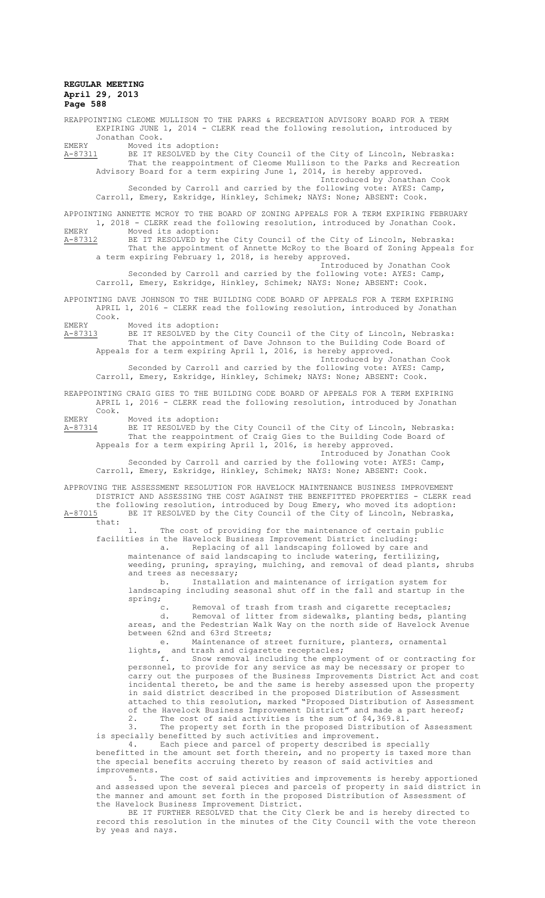REAPPOINTING CLEOME MULLISON TO THE PARKS & RECREATION ADVISORY BOARD FOR A TERM EXPIRING JUNE 1, 2014 - CLERK read the following resolution, introduced by Jonathan Cook.

EMERY Moved its adoption:

A-87311 BE IT RESOLVED by the City Council of the City of Lincoln, Nebraska:

That the reappointment of Cleome Mullison to the Parks and Recreation Advisory Board for a term expiring June 1, 2014, is hereby approved.

Introduced by Jonathan Cook

Seconded by Carroll and carried by the following vote: AYES: Camp, Carroll, Emery, Eskridge, Hinkley, Schimek; NAYS: None; ABSENT: Cook.

APPOINTING ANNETTE MCROY TO THE BOARD OF ZONING APPEALS FOR A TERM EXPIRING FEBRUARY 1, 2018 - CLERK read the following resolution, introduced by Jonathan Cook.

EMERY Moved its adoption:

A-87312 BE IT RESOLVED by the City Council of the City of Lincoln, Nebraska:

That the appointment of Annette McRoy to the Board of Zoning Appeals for a term expiring February 1, 2018, is hereby approved.

Introduced by Jonathan Cook

Seconded by Carroll and carried by the following vote: AYES: Camp, Carroll, Emery, Eskridge, Hinkley, Schimek; NAYS: None; ABSENT: Cook.

APPOINTING DAVE JOHNSON TO THE BUILDING CODE BOARD OF APPEALS FOR A TERM EXPIRING APRIL 1, 2016 - CLERK read the following resolution, introduced by Jonathan Cook.

EMERY Moved its adoption:

A-87313 BE IT RESOLVED by the City Council of the City of Lincoln, Nebraska:

That the appointment of Dave Johnson to the Building Code Board of Appeals for a term expiring April 1, 2016, is hereby approved.

Introduced by Jonathan Cook

Seconded by Carroll and carried by the following vote: AYES: Camp, Carroll, Emery, Eskridge, Hinkley, Schimek; NAYS: None; ABSENT: Cook.

REAPPOINTING CRAIG GIES TO THE BUILDING CODE BOARD OF APPEALS FOR A TERM EXPIRING APRIL 1, 2016 - CLERK read the following resolution, introduced by Jonathan Cook.

EMERY Moved its adoption:

A-87314 BE IT RESOLVED by the City Council of the City of Lincoln, Nebraska:

That the reappointment of Craig Gies to the Building Code Board of Appeals for a term expiring April 1, 2016, is hereby approved.

Introduced by Jonathan Cook

Seconded by Carroll and carried by the following vote: AYES: Camp, Carroll, Emery, Eskridge, Hinkley, Schimek; NAYS: None; ABSENT: Cook.

APPROVING THE ASSESSMENT RESOLUTION FOR HAVELOCK MAINTENANCE BUSINESS IMPROVEMENT DISTRICT AND ASSESSING THE COST AGAINST THE BENEFITTED PROPERTIES - CLERK read the following resolution, introduced by Doug Emery, who moved its adoption:

A-87015 BE IT RESOLVED by the City Council of the City of Lincoln, Nebraska, that:

1. The cost of providing for the maintenance of certain public facilities in the Havelock Business Improvement District including:

a. Replacing of all landscaping followed by care and maintenance of said landscaping to include watering, fertilizing, weeding, pruning, spraying, mulching, and removal of dead plants, shrubs and trees as necessary;

b. Installation and maintenance of irrigation system for landscaping including seasonal shut off in the fall and startup in the spring;

c. Removal of trash from trash and cigarette receptacles;

d. Removal of litter from sidewalks, planting beds, planting areas, and the Pedestrian Walk Way on the north side of Havelock Avenue between 62nd and 63rd Streets;

e. Maintenance of street furniture, planters, ornamental lights, and trash and cigarette receptacles;

f. Snow removal including the employment of or contracting for personnel, to provide for any service as may be necessary or proper to carry out the purposes of the Business Improvements District Act and cost incidental thereto, be and the same is hereby assessed upon the property in said district described in the proposed Distribution of Assessment attached to this resolution, marked "Proposed Distribution of Assessment of the Havelock Business Improvement District" and made a part hereof;

2. The cost of said activities is the sum of $4,369.81.

3. The property set forth in the proposed Distribution of Assessment is specially benefitted by such activities and improvement.

4. Each piece and parcel of property described is specially benefitted in the amount set forth therein, and no property is taxed more than the special benefits accruing thereto by reason of said activities and improvements.

5. The cost of said activities and improvements is hereby apportioned and assessed upon the several pieces and parcels of property in said district in the manner and amount set forth in the proposed Distribution of Assessment of the Havelock Business Improvement District.

BE IT FURTHER RESOLVED that the City Clerk be and is hereby directed to record this resolution in the minutes of the City Council with the vote thereon by yeas and nays.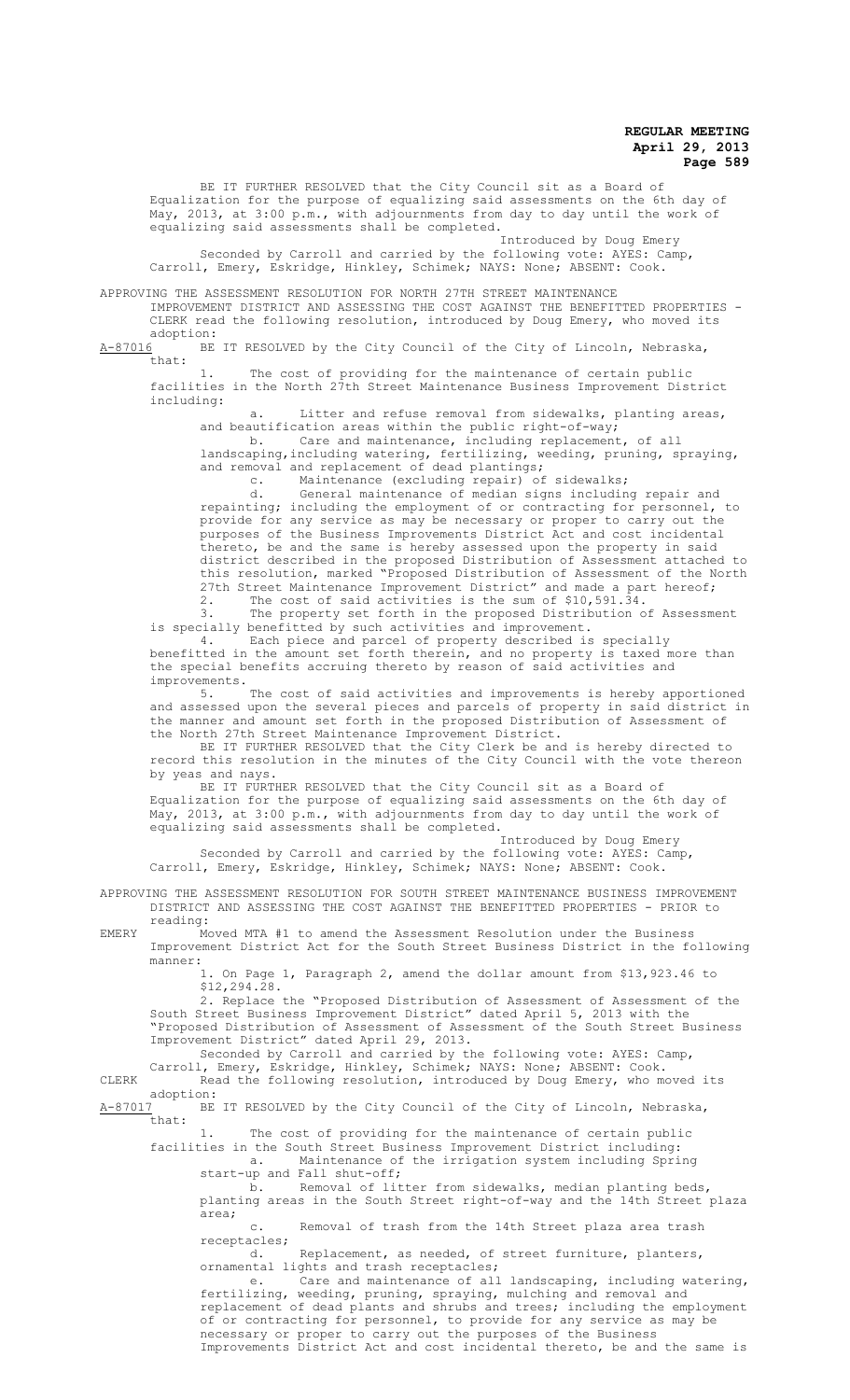BE IT FURTHER RESOLVED that the City Council sit as a Board of Equalization for the purpose of equalizing said assessments on the 6th day of May, 2013, at 3:00 p.m., with adjournments from day to day until the work of equalizing said assessments shall be completed.

Introduced by Doug Emery

Seconded by Carroll and carried by the following vote: AYES: Camp, Carroll, Emery, Eskridge, Hinkley, Schimek; NAYS: None; ABSENT: Cook.

APPROVING THE ASSESSMENT RESOLUTION FOR NORTH 27TH STREET MAINTENANCE IMPROVEMENT DISTRICT AND ASSESSING THE COST AGAINST THE BENEFITTED PROPERTIES - CLERK read the following resolution, introduced by Doug Emery, who moved its adoption:

A-87016 BE IT RESOLVED by the City Council of the City of Lincoln, Nebraska, that:

1. The cost of providing for the maintenance of certain public facilities in the North 27th Street Maintenance Business Improvement District including:

a. Litter and refuse removal from sidewalks, planting areas, and beautification areas within the public right-of-way;

b. Care and maintenance, including replacement, of all landscaping,including watering, fertilizing, weeding, pruning, spraying, and removal and replacement of dead plantings;

c. Maintenance (excluding repair) of sidewalks;

d. General maintenance of median signs including repair and repainting; including the employment of or contracting for personnel, to provide for any service as may be necessary or proper to carry out the purposes of the Business Improvements District Act and cost incidental thereto, be and the same is hereby assessed upon the property in said district described in the proposed Distribution of Assessment attached to this resolution, marked "Proposed Distribution of Assessment of the North 27th Street Maintenance Improvement District" and made a part hereof;

2. The cost of said activities is the sum of $10,591.34.

3. The property set forth in the proposed Distribution of Assessment is specially benefitted by such activities and improvement.

4. Each piece and parcel of property described is specially benefitted in the amount set forth therein, and no property is taxed more than the special benefits accruing thereto by reason of said activities and improvements.

5. The cost of said activities and improvements is hereby apportioned and assessed upon the several pieces and parcels of property in said district in the manner and amount set forth in the proposed Distribution of Assessment of the North 27th Street Maintenance Improvement District.

BE IT FURTHER RESOLVED that the City Clerk be and is hereby directed to record this resolution in the minutes of the City Council with the vote thereon by yeas and nays.

BE IT FURTHER RESOLVED that the City Council sit as a Board of Equalization for the purpose of equalizing said assessments on the 6th day of May, 2013, at 3:00 p.m., with adjournments from day to day until the work of equalizing said assessments shall be completed.

Introduced by Doug Emery

Seconded by Carroll and carried by the following vote: AYES: Camp, Carroll, Emery, Eskridge, Hinkley, Schimek; NAYS: None; ABSENT: Cook.

APPROVING THE ASSESSMENT RESOLUTION FOR SOUTH STREET MAINTENANCE BUSINESS IMPROVEMENT DISTRICT AND ASSESSING THE COST AGAINST THE BENEFITTED PROPERTIES - PRIOR to reading:

EMERY Moved MTA #1 to amend the Assessment Resolution under the Business Improvement District Act for the South Street Business District in the following manner:

1. On Page 1, Paragraph 2, amend the dollar amount from $13,923.46 to $12,294.28.

2. Replace the "Proposed Distribution of Assessment of Assessment of the South Street Business Improvement District" dated April 5, 2013 with the "Proposed Distribution of Assessment of Assessment of the South Street Business Improvement District" dated April 29, 2013.

Seconded by Carroll and carried by the following vote: AYES: Camp, Carroll, Emery, Eskridge, Hinkley, Schimek; NAYS: None; ABSENT: Cook.

CLERK Read the following resolution, introduced by Doug Emery, who moved its adoption:

A-87017 BE IT RESOLVED by the City Council of the City of Lincoln, Nebraska, that:

1. The cost of providing for the maintenance of certain public facilities in the South Street Business Improvement District including:

a. Maintenance of the irrigation system including Spring start-up and Fall shut-off;

b. Removal of litter from sidewalks, median planting beds, planting areas in the South Street right-of-way and the 14th Street plaza area;

c. Removal of trash from the 14th Street plaza area trash receptacles;

d. Replacement, as needed, of street furniture, planters, ornamental lights and trash receptacles;

e. Care and maintenance of all landscaping, including watering, fertilizing, weeding, pruning, spraying, mulching and removal and replacement of dead plants and shrubs and trees; including the employment of or contracting for personnel, to provide for any service as may be necessary or proper to carry out the purposes of the Business Improvements District Act and cost incidental thereto, be and the same is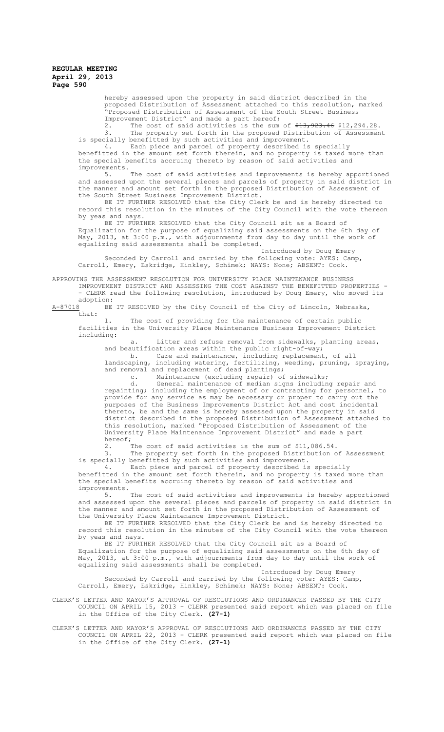hereby assessed upon the property in said district described in the proposed Distribution of Assessment attached to this resolution, marked "Proposed Distribution of Assessment of the South Street Business Improvement District" and made a part hereof;

2. The cost of said activities is the sum of ~~$13,923.46~~ $12,294.28.

3. The property set forth in the proposed Distribution of Assessment is specially benefitted by such activities and improvement.

4. Each piece and parcel of property described is specially benefitted in the amount set forth therein, and no property is taxed more than the special benefits accruing thereto by reason of said activities and improvements.

5. The cost of said activities and improvements is hereby apportioned and assessed upon the several pieces and parcels of property in said district in the manner and amount set forth in the proposed Distribution of Assessment of the South Street Business Improvement District.

BE IT FURTHER RESOLVED that the City Clerk be and is hereby directed to record this resolution in the minutes of the City Council with the vote thereon by yeas and nays.

BE IT FURTHER RESOLVED that the City Council sit as a Board of Equalization for the purpose of equalizing said assessments on the 6th day of May, 2013, at 3:00 p.m., with adjournments from day to day until the work of equalizing said assessments shall be completed.

Introduced by Doug Emery

Seconded by Carroll and carried by the following vote: AYES: Camp, Carroll, Emery, Eskridge, Hinkley, Schimek; NAYS: None; ABSENT: Cook.

APPROVING THE ASSESSMENT RESOLUTION FOR UNIVERSITY PLACE MAINTENANCE BUSINESS IMPROVEMENT DISTRICT AND ASSESSING THE COST AGAINST THE BENEFITTED PROPERTIES - - CLERK read the following resolution, introduced by Doug Emery, who moved its adoption:

A-87018 BE IT RESOLVED by the City Council of the City of Lincoln, Nebraska, that:

1. The cost of providing for the maintenance of certain public facilities in the University Place Maintenance Business Improvement District including:

a. Litter and refuse removal from sidewalks, planting areas, and beautification areas within the public right-of-way;

b. Care and maintenance, including replacement, of all landscaping, including watering, fertilizing, weeding, pruning, spraying, and removal and replacement of dead plantings;

c. Maintenance (excluding repair) of sidewalks;

d. General maintenance of median signs including repair and repainting; including the employment of or contracting for personnel, to provide for any service as may be necessary or proper to carry out the purposes of the Business Improvements District Act and cost incidental thereto, be and the same is hereby assessed upon the property in said district described in the proposed Distribution of Assessment attached to this resolution, marked "Proposed Distribution of Assessment of the University Place Maintenance Improvement District" and made a part hereof;

2. The cost of said activities is the sum of $11,086.54.

3. The property set forth in the proposed Distribution of Assessment is specially benefitted by such activities and improvement.

4. Each piece and parcel of property described is specially benefitted in the amount set forth therein, and no property is taxed more than the special benefits accruing thereto by reason of said activities and improvements.

5. The cost of said activities and improvements is hereby apportioned and assessed upon the several pieces and parcels of property in said district in the manner and amount set forth in the proposed Distribution of Assessment of the University Place Maintenance Improvement District.

BE IT FURTHER RESOLVED that the City Clerk be and is hereby directed to record this resolution in the minutes of the City Council with the vote thereon by yeas and nays.

BE IT FURTHER RESOLVED that the City Council sit as a Board of Equalization for the purpose of equalizing said assessments on the 6th day of May, 2013, at 3:00 p.m., with adjournments from day to day until the work of equalizing said assessments shall be completed.

Introduced by Doug Emery

Seconded by Carroll and carried by the following vote: AYES: Camp, Carroll, Emery, Eskridge, Hinkley, Schimek; NAYS: None; ABSENT: Cook.

CLERK'S LETTER AND MAYOR'S APPROVAL OF RESOLUTIONS AND ORDINANCES PASSED BY THE CITY COUNCIL ON APRIL 15, 2013 - CLERK presented said report which was placed on file in the Office of the City Clerk. **(27-1)**

CLERK'S LETTER AND MAYOR'S APPROVAL OF RESOLUTIONS AND ORDINANCES PASSED BY THE CITY COUNCIL ON APRIL 22, 2013 - CLERK presented said report which was placed on file in the Office of the City Clerk. **(27-1)**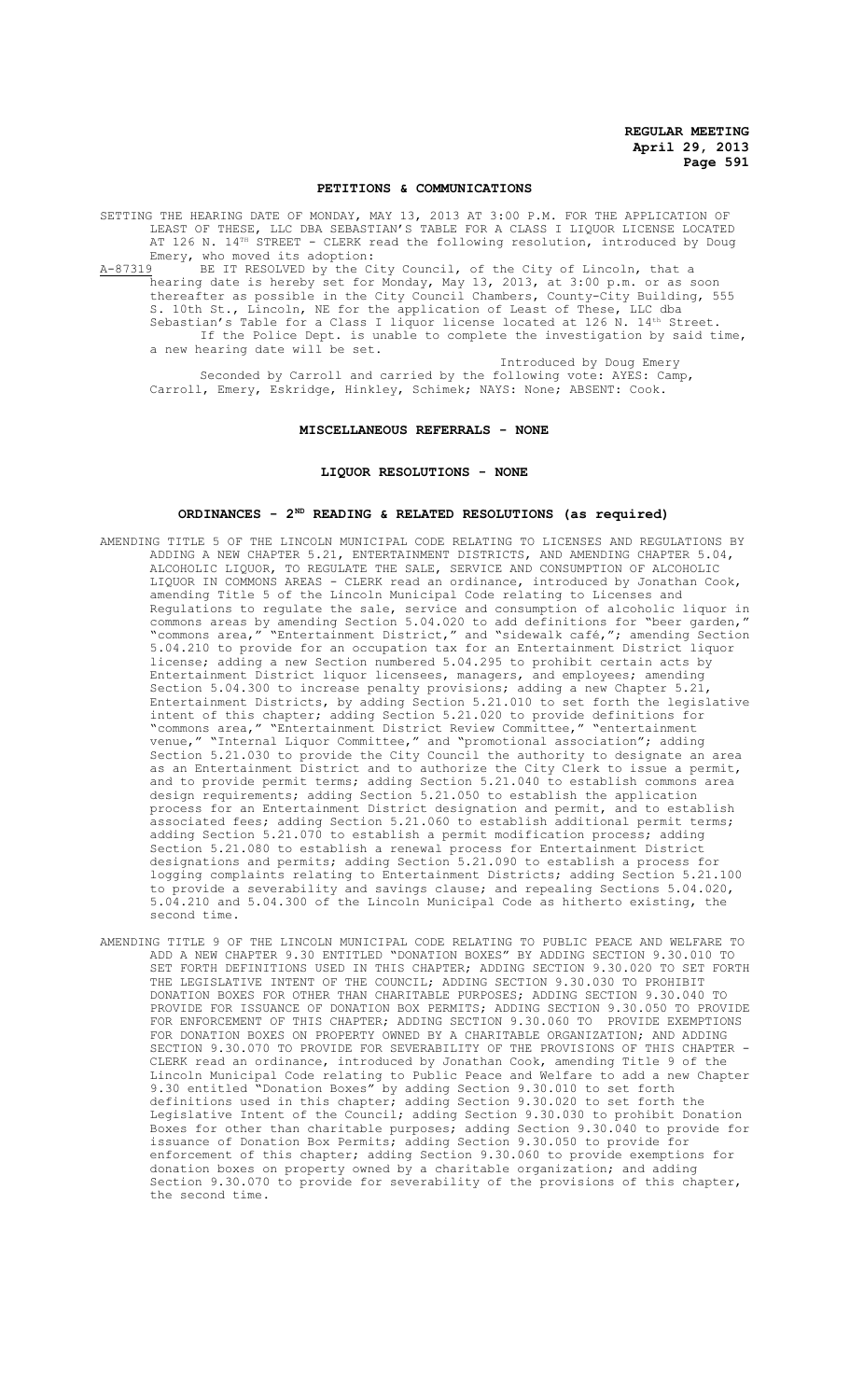## PETITIONS & COMMUNICATIONS

SETTING THE HEARING DATE OF MONDAY, MAY 13, 2013 AT 3:00 P.M. FOR THE APPLICATION OF LEAST OF THESE, LLC DBA SEBASTIAN'S TABLE FOR A CLASS I LIQUOR LICENSE LOCATED AT 126 N. 14TH STREET - CLERK read the following resolution, introduced by Doug Emery, who moved its adoption:

A-87319 BE IT RESOLVED by the City Council, of the City of Lincoln, that a hearing date is hereby set for Monday, May 13, 2013, at 3:00 p.m. or as soon thereafter as possible in the City Council Chambers, County-City Building, 555 S. 10th St., Lincoln, NE for the application of Least of These, LLC dba Sebastian's Table for a Class I liquor license located at 126 N. 14th Street.

If the Police Dept. is unable to complete the investigation by said time, a new hearing date will be set.

Introduced by Doug Emery

Seconded by Carroll and carried by the following vote: AYES: Camp, Carroll, Emery, Eskridge, Hinkley, Schimek; NAYS: None; ABSENT: Cook.

## MISCELLANEOUS REFERRALS - NONE

## LIQUOR RESOLUTIONS - NONE

## ORDINANCES - 2ND READING & RELATED RESOLUTIONS (as required)

AMENDING TITLE 5 OF THE LINCOLN MUNICIPAL CODE RELATING TO LICENSES AND REGULATIONS BY ADDING A NEW CHAPTER 5.21, ENTERTAINMENT DISTRICTS, AND AMENDING CHAPTER 5.04, ALCOHOLIC LIQUOR, TO REGULATE THE SALE, SERVICE AND CONSUMPTION OF ALCOHOLIC LIQUOR IN COMMONS AREAS - CLERK read an ordinance, introduced by Jonathan Cook, amending Title 5 of the Lincoln Municipal Code relating to Licenses and Regulations to regulate the sale, service and consumption of alcoholic liquor in commons areas by amending Section 5.04.020 to add definitions for "beer garden," "commons area," "Entertainment District," and "sidewalk café,"; amending Section 5.04.210 to provide for an occupation tax for an Entertainment District liquor license; adding a new Section numbered 5.04.295 to prohibit certain acts by Entertainment District liquor licensees, managers, and employees; amending Section 5.04.300 to increase penalty provisions; adding a new Chapter 5.21, Entertainment Districts, by adding Section 5.21.010 to set forth the legislative intent of this chapter; adding Section 5.21.020 to provide definitions for "commons area," "Entertainment District Review Committee," "entertainment venue," "Internal Liquor Committee," and "promotional association"; adding Section 5.21.030 to provide the City Council the authority to designate an area as an Entertainment District and to authorize the City Clerk to issue a permit, and to provide permit terms; adding Section 5.21.040 to establish commons area design requirements; adding Section 5.21.050 to establish the application process for an Entertainment District designation and permit, and to establish associated fees; adding Section 5.21.060 to establish additional permit terms; adding Section 5.21.070 to establish a permit modification process; adding Section 5.21.080 to establish a renewal process for Entertainment District designations and permits; adding Section 5.21.090 to establish a process for logging complaints relating to Entertainment Districts; adding Section 5.21.100 to provide a severability and savings clause; and repealing Sections 5.04.020, 5.04.210 and 5.04.300 of the Lincoln Municipal Code as hitherto existing, the second time.

AMENDING TITLE 9 OF THE LINCOLN MUNICIPAL CODE RELATING TO PUBLIC PEACE AND WELFARE TO ADD A NEW CHAPTER 9.30 ENTITLED "DONATION BOXES" BY ADDING SECTION 9.30.010 TO SET FORTH DEFINITIONS USED IN THIS CHAPTER; ADDING SECTION 9.30.020 TO SET FORTH THE LEGISLATIVE INTENT OF THE COUNCIL; ADDING SECTION 9.30.030 TO PROHIBIT DONATION BOXES FOR OTHER THAN CHARITABLE PURPOSES; ADDING SECTION 9.30.040 TO PROVIDE FOR ISSUANCE OF DONATION BOX PERMITS; ADDING SECTION 9.30.050 TO PROVIDE FOR ENFORCEMENT OF THIS CHAPTER; ADDING SECTION 9.30.060 TO PROVIDE EXEMPTIONS FOR DONATION BOXES ON PROPERTY OWNED BY A CHARITABLE ORGANIZATION; AND ADDING SECTION 9.30.070 TO PROVIDE FOR SEVERABILITY OF THE PROVISIONS OF THIS CHAPTER - CLERK read an ordinance, introduced by Jonathan Cook, amending Title 9 of the Lincoln Municipal Code relating to Public Peace and Welfare to add a new Chapter 9.30 entitled "Donation Boxes" by adding Section 9.30.010 to set forth definitions used in this chapter; adding Section 9.30.020 to set forth the Legislative Intent of the Council; adding Section 9.30.030 to prohibit Donation Boxes for other than charitable purposes; adding Section 9.30.040 to provide for issuance of Donation Box Permits; adding Section 9.30.050 to provide for enforcement of this chapter; adding Section 9.30.060 to provide exemptions for donation boxes on property owned by a charitable organization; and adding Section 9.30.070 to provide for severability of the provisions of this chapter, the second time.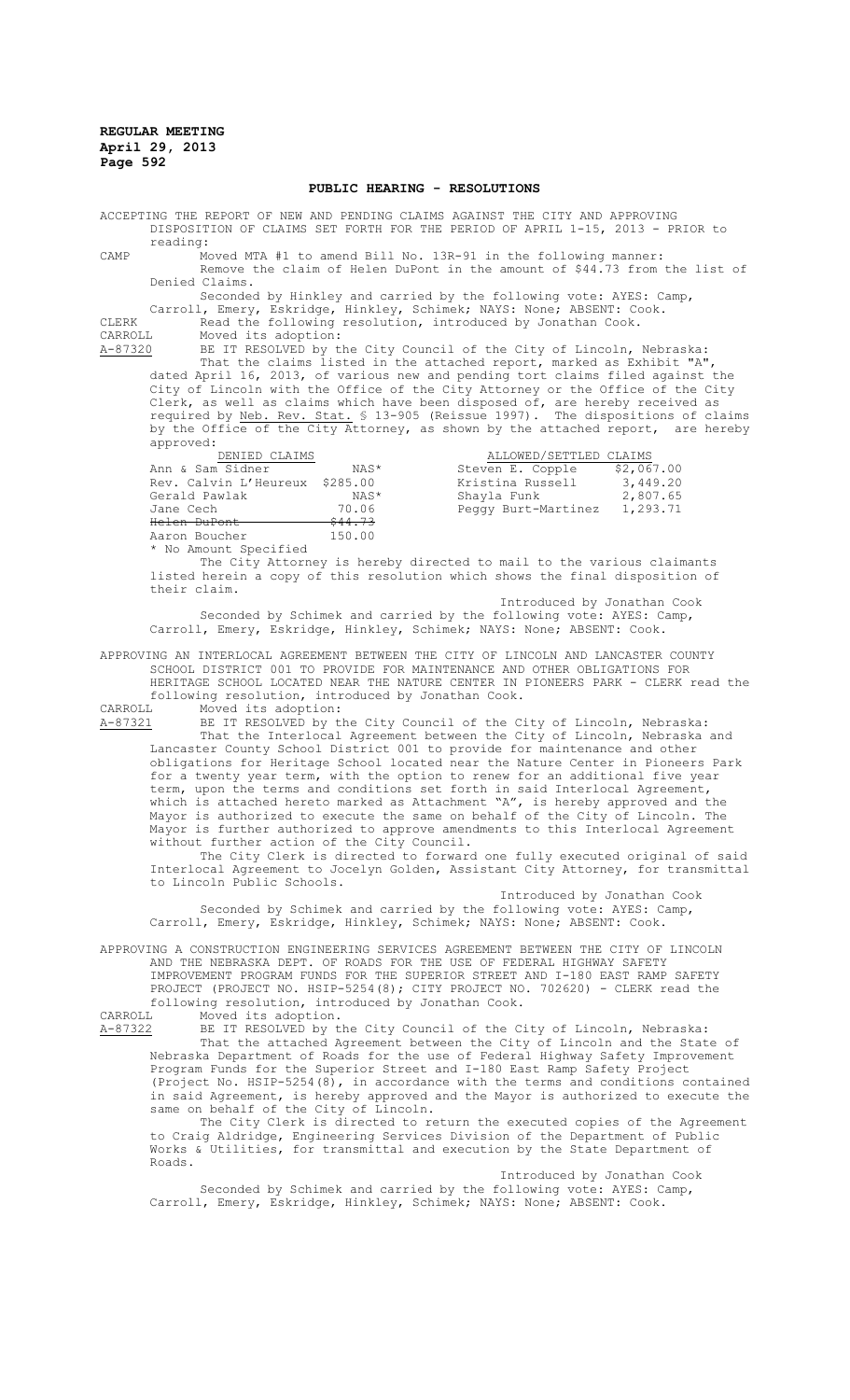## PUBLIC HEARING - RESOLUTIONS

ACCEPTING THE REPORT OF NEW AND PENDING CLAIMS AGAINST THE CITY AND APPROVING DISPOSITION OF CLAIMS SET FORTH FOR THE PERIOD OF APRIL 1-15, 2013 - PRIOR to reading:

CAMP Moved MTA #1 to amend Bill No. 13R-91 in the following manner:

Remove the claim of Helen DuPont in the amount of $44.73 from the list of Denied Claims.

Seconded by Hinkley and carried by the following vote: AYES: Camp, Carroll, Emery, Eskridge, Hinkley, Schimek; NAYS: None; ABSENT: Cook.

CLERK Read the following resolution, introduced by Jonathan Cook.

CARROLL Moved its adoption:

A-87320 BE IT RESOLVED by the City Council of the City of Lincoln, Nebraska:

That the claims listed in the attached report, marked as Exhibit "A", dated April 16, 2013, of various new and pending tort claims filed against the City of Lincoln with the Office of the City Attorney or the Office of the City Clerk, as well as claims which have been disposed of, are hereby received as required by Neb. Rev. Stat. § 13-905 (Reissue 1997). The dispositions of claims by the Office of the City Attorney, as shown by the attached report, are hereby approved:

| DENIED CLAIMS | | ALLOWED/SETTLED CLAIMS | |
|---|---|---|---|
| Ann & Sam Sidner | NAS* | Steven E. Copple | $2,067.00 |
| Rev. Calvin L'Heureux | $285.00 | Kristina Russell | 3,449.20 |
| Gerald Pawlak | NAS* | Shayla Funk | 2,807.65 |
| Jane Cech | 70.06 | Peggy Burt-Martinez | 1,293.71 |
| ~~Helen DuPont~~ | ~~$44.73~~ | | |
| Aaron Boucher | 150.00 | | |

\* No Amount Specified

The City Attorney is hereby directed to mail to the various claimants listed herein a copy of this resolution which shows the final disposition of their claim.

Introduced by Jonathan Cook

Seconded by Schimek and carried by the following vote: AYES: Camp, Carroll, Emery, Eskridge, Hinkley, Schimek; NAYS: None; ABSENT: Cook.

APPROVING AN INTERLOCAL AGREEMENT BETWEEN THE CITY OF LINCOLN AND LANCASTER COUNTY SCHOOL DISTRICT 001 TO PROVIDE FOR MAINTENANCE AND OTHER OBLIGATIONS FOR HERITAGE SCHOOL LOCATED NEAR THE NATURE CENTER IN PIONEERS PARK - CLERK read the following resolution, introduced by Jonathan Cook.

CARROLL Moved its adoption:

A-87321 BE IT RESOLVED by the City Council of the City of Lincoln, Nebraska:

That the Interlocal Agreement between the City of Lincoln, Nebraska and Lancaster County School District 001 to provide for maintenance and other obligations for Heritage School located near the Nature Center in Pioneers Park for a twenty year term, with the option to renew for an additional five year term, upon the terms and conditions set forth in said Interlocal Agreement, which is attached hereto marked as Attachment "A", is hereby approved and the Mayor is authorized to execute the same on behalf of the City of Lincoln. The Mayor is further authorized to approve amendments to this Interlocal Agreement without further action of the City Council.

The City Clerk is directed to forward one fully executed original of said Interlocal Agreement to Jocelyn Golden, Assistant City Attorney, for transmittal to Lincoln Public Schools.

Introduced by Jonathan Cook

Seconded by Schimek and carried by the following vote: AYES: Camp, Carroll, Emery, Eskridge, Hinkley, Schimek; NAYS: None; ABSENT: Cook.

APPROVING A CONSTRUCTION ENGINEERING SERVICES AGREEMENT BETWEEN THE CITY OF LINCOLN AND THE NEBRASKA DEPT. OF ROADS FOR THE USE OF FEDERAL HIGHWAY SAFETY IMPROVEMENT PROGRAM FUNDS FOR THE SUPERIOR STREET AND I-180 EAST RAMP SAFETY PROJECT (PROJECT NO. HSIP-5254(8); CITY PROJECT NO. 702620) - CLERK read the following resolution, introduced by Jonathan Cook.

CARROLL Moved its adoption.

A-87322 BE IT RESOLVED by the City Council of the City of Lincoln, Nebraska:

That the attached Agreement between the City of Lincoln and the State of Nebraska Department of Roads for the use of Federal Highway Safety Improvement Program Funds for the Superior Street and I-180 East Ramp Safety Project (Project No. HSIP-5254(8), in accordance with the terms and conditions contained in said Agreement, is hereby approved and the Mayor is authorized to execute the same on behalf of the City of Lincoln.

The City Clerk is directed to return the executed copies of the Agreement to Craig Aldridge, Engineering Services Division of the Department of Public Works & Utilities, for transmittal and execution by the State Department of Roads.

Introduced by Jonathan Cook

Seconded by Schimek and carried by the following vote: AYES: Camp, Carroll, Emery, Eskridge, Hinkley, Schimek; NAYS: None; ABSENT: Cook.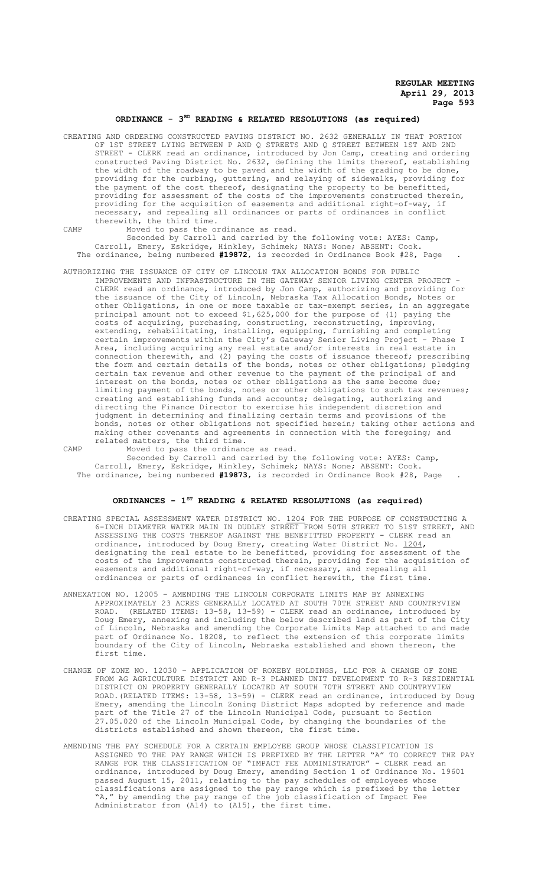## ORDINANCE - 3RD READING & RELATED RESOLUTIONS (as required)

CREATING AND ORDERING CONSTRUCTED PAVING DISTRICT NO. 2632 GENERALLY IN THAT PORTION OF 1ST STREET LYING BETWEEN P AND Q STREETS AND Q STREET BETWEEN 1ST AND 2ND STREET - CLERK read an ordinance, introduced by Jon Camp, creating and ordering constructed Paving District No. 2632, defining the limits thereof, establishing the width of the roadway to be paved and the width of the grading to be done, providing for the curbing, guttering, and relaying of sidewalks, providing for the payment of the cost thereof, designating the property to be benefitted, providing for assessment of the costs of the improvements constructed therein, providing for the acquisition of easements and additional right-of-way, if necessary, and repealing all ordinances or parts of ordinances in conflict therewith, the third time.

CAMP Moved to pass the ordinance as read.

Seconded by Carroll and carried by the following vote: AYES: Camp, Carroll, Emery, Eskridge, Hinkley, Schimek; NAYS: None; ABSENT: Cook.

The ordinance, being numbered **#19872**, is recorded in Ordinance Book #28, Page .

AUTHORIZING THE ISSUANCE OF CITY OF LINCOLN TAX ALLOCATION BONDS FOR PUBLIC IMPROVEMENTS AND INFRASTRUCTURE IN THE GATEWAY SENIOR LIVING CENTER PROJECT - CLERK read an ordinance, introduced by Jon Camp, authorizing and providing for the issuance of the City of Lincoln, Nebraska Tax Allocation Bonds, Notes or other Obligations, in one or more taxable or tax-exempt series, in an aggregate principal amount not to exceed $1,625,000 for the purpose of (1) paying the costs of acquiring, purchasing, constructing, reconstructing, improving, extending, rehabilitating, installing, equipping, furnishing and completing certain improvements within the City's Gateway Senior Living Project - Phase I Area, including acquiring any real estate and/or interests in real estate in connection therewith, and (2) paying the costs of issuance thereof; prescribing the form and certain details of the bonds, notes or other obligations; pledging certain tax revenue and other revenue to the payment of the principal of and interest on the bonds, notes or other obligations as the same become due; limiting payment of the bonds, notes or other obligations to such tax revenues; creating and establishing funds and accounts; delegating, authorizing and directing the Finance Director to exercise his independent discretion and judgment in determining and finalizing certain terms and provisions of the bonds, notes or other obligations not specified herein; taking other actions and making other covenants and agreements in connection with the foregoing; and related matters, the third time.

CAMP Moved to pass the ordinance as read.

Seconded by Carroll and carried by the following vote: AYES: Camp, Carroll, Emery, Eskridge, Hinkley, Schimek; NAYS: None; ABSENT: Cook.

The ordinance, being numbered **#19873**, is recorded in Ordinance Book #28, Page .

## ORDINANCES - 1ST READING & RELATED RESOLUTIONS (as required)

CREATING SPECIAL ASSESSMENT WATER DISTRICT NO. 1204 FOR THE PURPOSE OF CONSTRUCTING A 6-INCH DIAMETER WATER MAIN IN DUDLEY STREET FROM 50TH STREET TO 51ST STREET, AND ASSESSING THE COSTS THEREOF AGAINST THE BENEFITTED PROPERTY - CLERK read an ordinance, introduced by Doug Emery, creating Water District No. 1204, designating the real estate to be benefitted, providing for assessment of the costs of the improvements constructed therein, providing for the acquisition of easements and additional right-of-way, if necessary, and repealing all ordinances or parts of ordinances in conflict herewith, the first time.

ANNEXATION NO. 12005 – AMENDING THE LINCOLN CORPORATE LIMITS MAP BY ANNEXING APPROXIMATELY 23 ACRES GENERALLY LOCATED AT SOUTH 70TH STREET AND COUNTRYVIEW ROAD. (RELATED ITEMS: 13-58, 13-59) - CLERK read an ordinance, introduced by Doug Emery, annexing and including the below described land as part of the City of Lincoln, Nebraska and amending the Corporate Limits Map attached to and made part of Ordinance No. 18208, to reflect the extension of this corporate limits boundary of the City of Lincoln, Nebraska established and shown thereon, the first time.

CHANGE OF ZONE NO. 12030 – APPLICATION OF ROKEBY HOLDINGS, LLC FOR A CHANGE OF ZONE FROM AG AGRICULTURE DISTRICT AND R-3 PLANNED UNIT DEVELOPMENT TO R-3 RESIDENTIAL DISTRICT ON PROPERTY GENERALLY LOCATED AT SOUTH 70TH STREET AND COUNTRYVIEW ROAD.(RELATED ITEMS: 13-58, 13-59) - CLERK read an ordinance, introduced by Doug Emery, amending the Lincoln Zoning District Maps adopted by reference and made part of the Title 27 of the Lincoln Municipal Code, pursuant to Section 27.05.020 of the Lincoln Municipal Code, by changing the boundaries of the districts established and shown thereon, the first time.

AMENDING THE PAY SCHEDULE FOR A CERTAIN EMPLOYEE GROUP WHOSE CLASSIFICATION IS ASSIGNED TO THE PAY RANGE WHICH IS PREFIXED BY THE LETTER "A" TO CORRECT THE PAY RANGE FOR THE CLASSIFICATION OF "IMPACT FEE ADMINISTRATOR" - CLERK read an ordinance, introduced by Doug Emery, amending Section 1 of Ordinance No. 19601 passed August 15, 2011, relating to the pay schedules of employees whose classifications are assigned to the pay range which is prefixed by the letter "A," by amending the pay range of the job classification of Impact Fee Administrator from (A14) to (A15), the first time.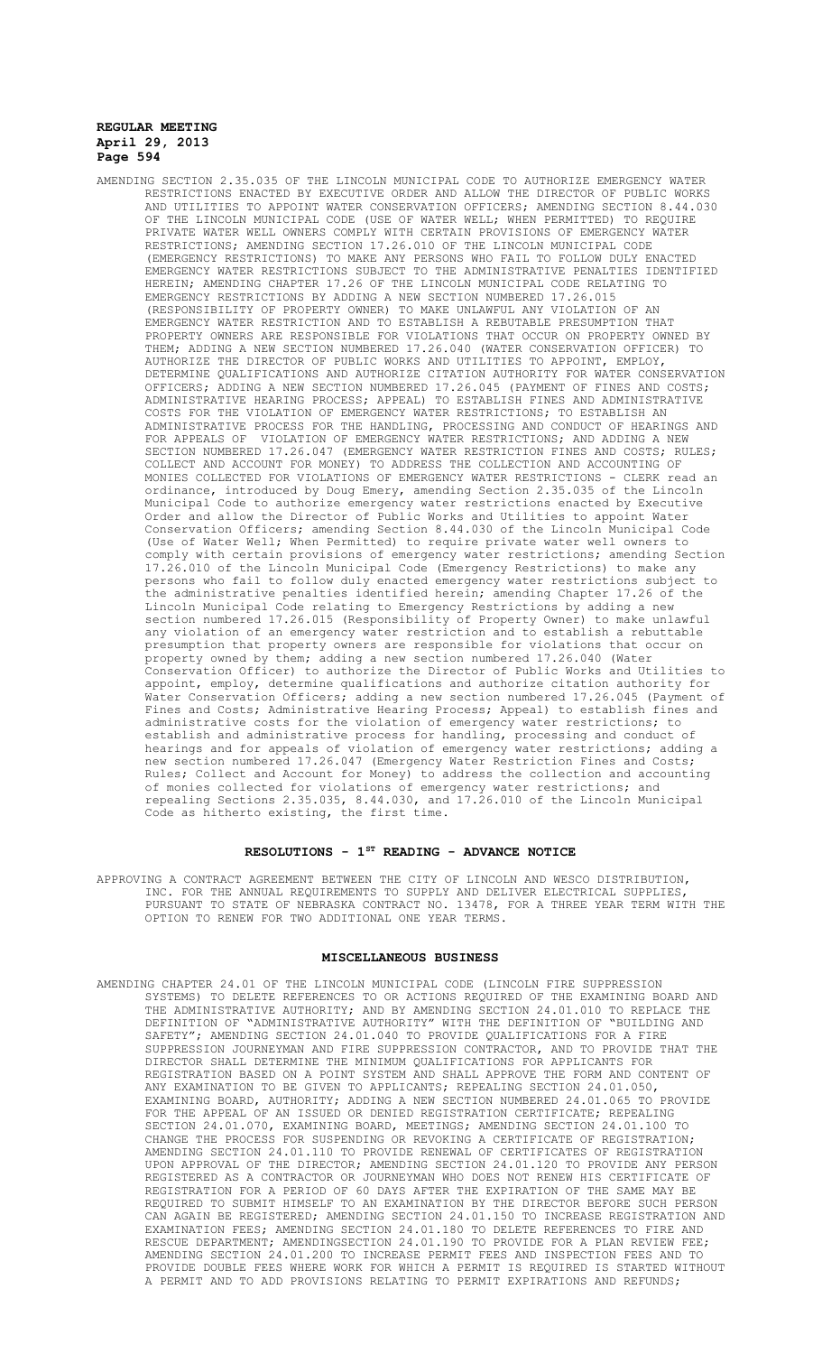AMENDING SECTION 2.35.035 OF THE LINCOLN MUNICIPAL CODE TO AUTHORIZE EMERGENCY WATER RESTRICTIONS ENACTED BY EXECUTIVE ORDER AND ALLOW THE DIRECTOR OF PUBLIC WORKS AND UTILITIES TO APPOINT WATER CONSERVATION OFFICERS; AMENDING SECTION 8.44.030 OF THE LINCOLN MUNICIPAL CODE (USE OF WATER WELL; WHEN PERMITTED) TO REQUIRE PRIVATE WATER WELL OWNERS COMPLY WITH CERTAIN PROVISIONS OF EMERGENCY WATER RESTRICTIONS; AMENDING SECTION 17.26.010 OF THE LINCOLN MUNICIPAL CODE (EMERGENCY RESTRICTIONS) TO MAKE ANY PERSONS WHO FAIL TO FOLLOW DULY ENACTED EMERGENCY WATER RESTRICTIONS SUBJECT TO THE ADMINISTRATIVE PENALTIES IDENTIFIED HEREIN; AMENDING CHAPTER 17.26 OF THE LINCOLN MUNICIPAL CODE RELATING TO EMERGENCY RESTRICTIONS BY ADDING A NEW SECTION NUMBERED 17.26.015 (RESPONSIBILITY OF PROPERTY OWNER) TO MAKE UNLAWFUL ANY VIOLATION OF AN EMERGENCY WATER RESTRICTION AND TO ESTABLISH A REBUTABLE PRESUMPTION THAT PROPERTY OWNERS ARE RESPONSIBLE FOR VIOLATIONS THAT OCCUR ON PROPERTY OWNED BY THEM; ADDING A NEW SECTION NUMBERED 17.26.040 (WATER CONSERVATION OFFICER) TO AUTHORIZE THE DIRECTOR OF PUBLIC WORKS AND UTILITIES TO APPOINT, EMPLOY, DETERMINE QUALIFICATIONS AND AUTHORIZE CITATION AUTHORITY FOR WATER CONSERVATION OFFICERS; ADDING A NEW SECTION NUMBERED 17.26.045 (PAYMENT OF FINES AND COSTS; ADMINISTRATIVE HEARING PROCESS; APPEAL) TO ESTABLISH FINES AND ADMINISTRATIVE COSTS FOR THE VIOLATION OF EMERGENCY WATER RESTRICTIONS; TO ESTABLISH AN ADMINISTRATIVE PROCESS FOR THE HANDLING, PROCESSING AND CONDUCT OF HEARINGS AND FOR APPEALS OF VIOLATION OF EMERGENCY WATER RESTRICTIONS; AND ADDING A NEW SECTION NUMBERED 17.26.047 (EMERGENCY WATER RESTRICTION FINES AND COSTS; RULES; COLLECT AND ACCOUNT FOR MONEY) TO ADDRESS THE COLLECTION AND ACCOUNTING OF MONIES COLLECTED FOR VIOLATIONS OF EMERGENCY WATER RESTRICTIONS - CLERK read an ordinance, introduced by Doug Emery, amending Section 2.35.035 of the Lincoln Municipal Code to authorize emergency water restrictions enacted by Executive Order and allow the Director of Public Works and Utilities to appoint Water Conservation Officers; amending Section 8.44.030 of the Lincoln Municipal Code (Use of Water Well; When Permitted) to require private water well owners to comply with certain provisions of emergency water restrictions; amending Section 17.26.010 of the Lincoln Municipal Code (Emergency Restrictions) to make any persons who fail to follow duly enacted emergency water restrictions subject to the administrative penalties identified herein; amending Chapter 17.26 of the Lincoln Municipal Code relating to Emergency Restrictions by adding a new section numbered 17.26.015 (Responsibility of Property Owner) to make unlawful any violation of an emergency water restriction and to establish a rebuttable presumption that property owners are responsible for violations that occur on property owned by them; adding a new section numbered 17.26.040 (Water Conservation Officer) to authorize the Director of Public Works and Utilities to appoint, employ, determine qualifications and authorize citation authority for Water Conservation Officers; adding a new section numbered 17.26.045 (Payment of Fines and Costs; Administrative Hearing Process; Appeal) to establish fines and administrative costs for the violation of emergency water restrictions; to establish and administrative process for handling, processing and conduct of hearings and for appeals of violation of emergency water restrictions; adding a new section numbered 17.26.047 (Emergency Water Restriction Fines and Costs; Rules; Collect and Account for Money) to address the collection and accounting of monies collected for violations of emergency water restrictions; and repealing Sections 2.35.035, 8.44.030, and 17.26.010 of the Lincoln Municipal Code as hitherto existing, the first time.

## RESOLUTIONS - 1ST READING - ADVANCE NOTICE

APPROVING A CONTRACT AGREEMENT BETWEEN THE CITY OF LINCOLN AND WESCO DISTRIBUTION, INC. FOR THE ANNUAL REQUIREMENTS TO SUPPLY AND DELIVER ELECTRICAL SUPPLIES, PURSUANT TO STATE OF NEBRASKA CONTRACT NO. 13478, FOR A THREE YEAR TERM WITH THE OPTION TO RENEW FOR TWO ADDITIONAL ONE YEAR TERMS.

## MISCELLANEOUS BUSINESS

AMENDING CHAPTER 24.01 OF THE LINCOLN MUNICIPAL CODE (LINCOLN FIRE SUPPRESSION SYSTEMS) TO DELETE REFERENCES TO OR ACTIONS REQUIRED OF THE EXAMINING BOARD AND THE ADMINISTRATIVE AUTHORITY; AND BY AMENDING SECTION 24.01.010 TO REPLACE THE DEFINITION OF "ADMINISTRATIVE AUTHORITY" WITH THE DEFINITION OF "BUILDING AND SAFETY"; AMENDING SECTION 24.01.040 TO PROVIDE QUALIFICATIONS FOR A FIRE SUPPRESSION JOURNEYMAN AND FIRE SUPPRESSION CONTRACTOR, AND TO PROVIDE THAT THE DIRECTOR SHALL DETERMINE THE MINIMUM QUALIFICATIONS FOR APPLICANTS FOR REGISTRATION BASED ON A POINT SYSTEM AND SHALL APPROVE THE FORM AND CONTENT OF ANY EXAMINATION TO BE GIVEN TO APPLICANTS; REPEALING SECTION 24.01.050, EXAMINING BOARD, AUTHORITY; ADDING A NEW SECTION NUMBERED 24.01.065 TO PROVIDE FOR THE APPEAL OF AN ISSUED OR DENIED REGISTRATION CERTIFICATE; REPEALING SECTION 24.01.070, EXAMINING BOARD, MEETINGS; AMENDING SECTION 24.01.100 TO CHANGE THE PROCESS FOR SUSPENDING OR REVOKING A CERTIFICATE OF REGISTRATION; AMENDING SECTION 24.01.110 TO PROVIDE RENEWAL OF CERTIFICATES OF REGISTRATION UPON APPROVAL OF THE DIRECTOR; AMENDING SECTION 24.01.120 TO PROVIDE ANY PERSON REGISTERED AS A CONTRACTOR OR JOURNEYMAN WHO DOES NOT RENEW HIS CERTIFICATE OF REGISTRATION FOR A PERIOD OF 60 DAYS AFTER THE EXPIRATION OF THE SAME MAY BE REQUIRED TO SUBMIT HIMSELF TO AN EXAMINATION BY THE DIRECTOR BEFORE SUCH PERSON CAN AGAIN BE REGISTERED; AMENDING SECTION 24.01.150 TO INCREASE REGISTRATION AND EXAMINATION FEES; AMENDING SECTION 24.01.180 TO DELETE REFERENCES TO FIRE AND RESCUE DEPARTMENT; AMENDINGSECTION 24.01.190 TO PROVIDE FOR A PLAN REVIEW FEE; AMENDING SECTION 24.01.200 TO INCREASE PERMIT FEES AND INSPECTION FEES AND TO PROVIDE DOUBLE FEES WHERE WORK FOR WHICH A PERMIT IS REQUIRED IS STARTED WITHOUT A PERMIT AND TO ADD PROVISIONS RELATING TO PERMIT EXPIRATIONS AND REFUNDS;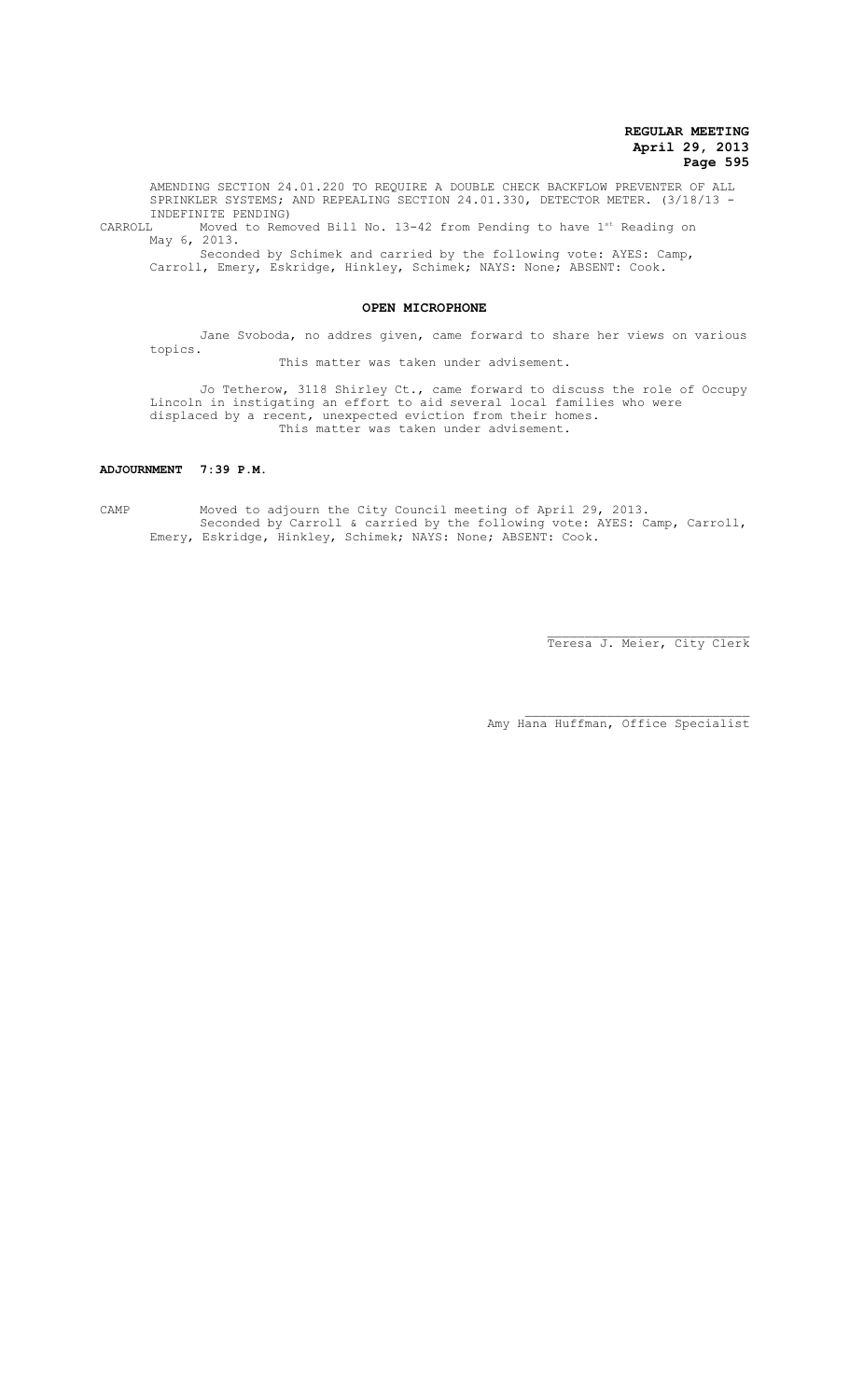AMENDING SECTION 24.01.220 TO REQUIRE A DOUBLE CHECK BACKFLOW PREVENTER OF ALL SPRINKLER SYSTEMS; AND REPEALING SECTION 24.01.330, DETECTOR METER. (3/18/13 - INDEFINITE PENDING)

CARROLL Moved to Removed Bill No. 13-42 from Pending to have 1st Reading on May 6, 2013.

Seconded by Schimek and carried by the following vote: AYES: Camp, Carroll, Emery, Eskridge, Hinkley, Schimek; NAYS: None; ABSENT: Cook.

## OPEN MICROPHONE

Jane Svoboda, no addres given, came forward to share her views on various topics.

This matter was taken under advisement.

Jo Tetherow, 3118 Shirley Ct., came forward to discuss the role of Occupy Lincoln in instigating an effort to aid several local families who were displaced by a recent, unexpected eviction from their homes.

This matter was taken under advisement.

## ADJOURNMENT 7:39 P.M.

CAMP Moved to adjourn the City Council meeting of April 29, 2013.

Seconded by Carroll & carried by the following vote: AYES: Camp, Carroll, Emery, Eskridge, Hinkley, Schimek; NAYS: None; ABSENT: Cook.

\_\_\_\_\_\_\_\_\_\_\_\_\_\_\_\_\_\_\_\_\_\_\_\_\_\_\_\_

Teresa J. Meier, City Clerk

\_\_\_\_\_\_\_\_\_\_\_\_\_\_\_\_\_\_\_\_\_\_\_\_\_\_\_\_

Amy Hana Huffman, Office Specialist